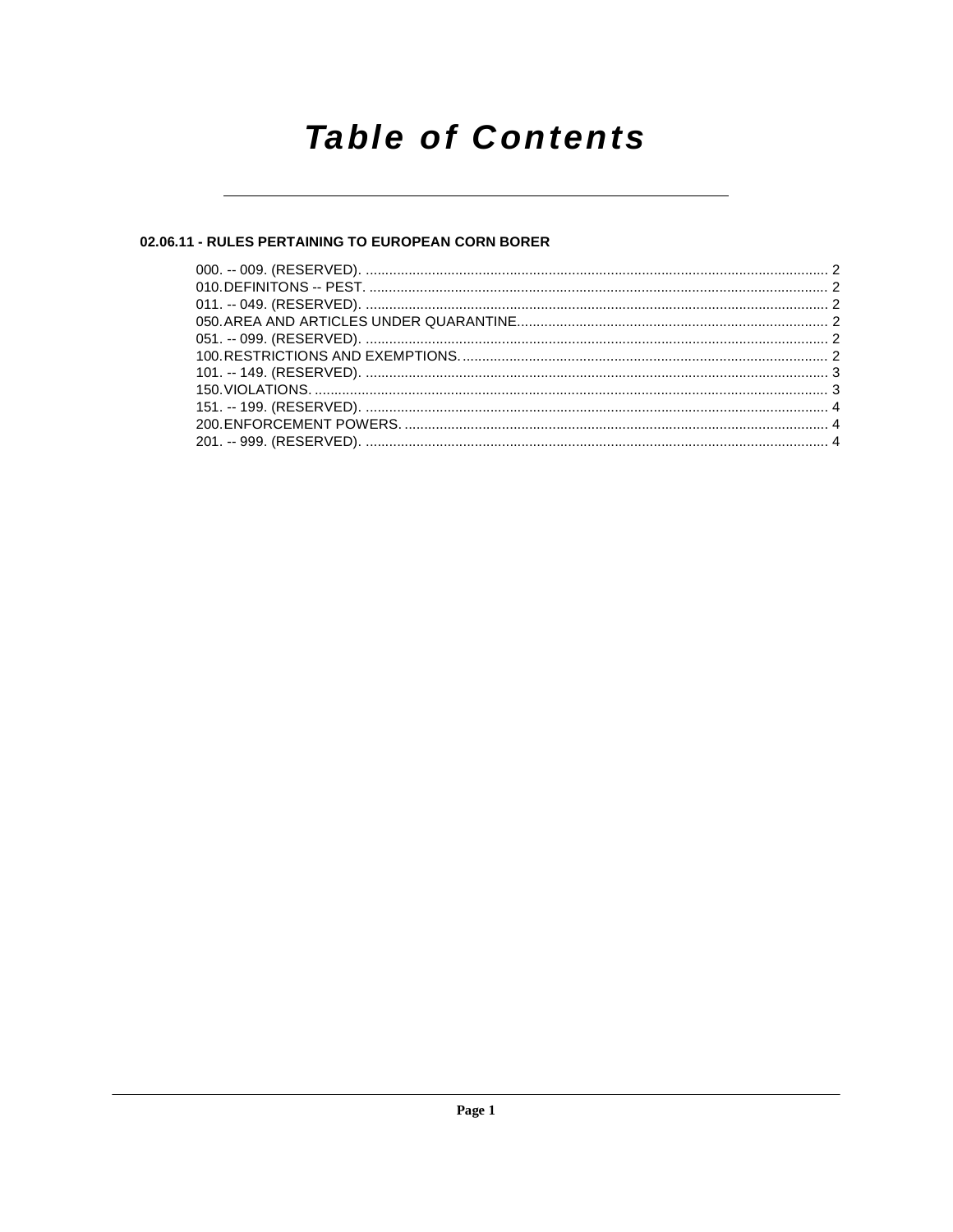# Table of Contents

## 02.06.11 - RULES PERTAINING TO EUROPEAN CORN BORER

000. -- 009. (RESERVED). ........................................................................................................................ 2
010. DEFINITONS -- PEST. ...................................................................................................................... 2
011. -- 049. (RESERVED). ........................................................................................................................ 2
050. AREA AND ARTICLES UNDER QUARANTINE................................................................................ 2
051. -- 099. (RESERVED). ........................................................................................................................ 2
100. RESTRICTIONS AND EXEMPTIONS. .............................................................................................. 2
101. -- 149. (RESERVED). ........................................................................................................................ 3
150. VIOLATIONS. .................................................................................................................................... 3
151. -- 199. (RESERVED). ........................................................................................................................ 4
200. ENFORCEMENT POWERS. ............................................................................................................. 4
201. -- 999. (RESERVED). ........................................................................................................................ 4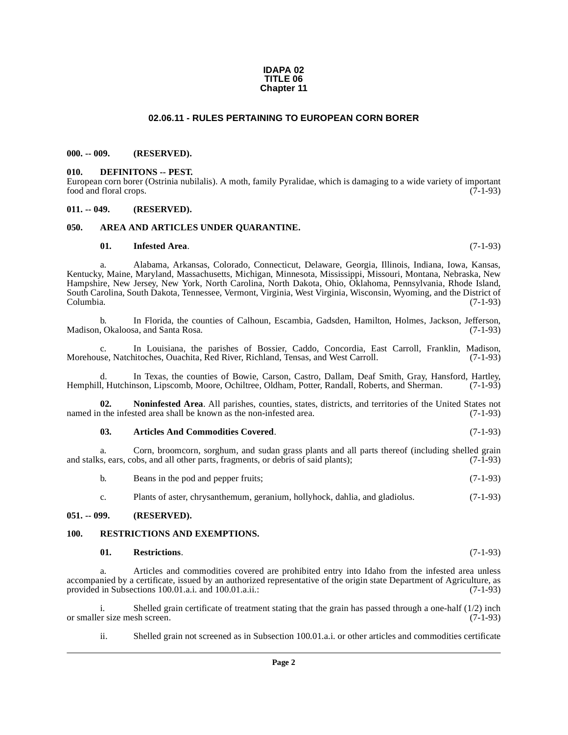**IDAPA 02**
**TITLE 06**
**Chapter 11**

# 02.06.11 - RULES PERTAINING TO EUROPEAN CORN BORER

## 000. -- 009. (RESERVED).

## 010. DEFINITONS -- PEST.

European corn borer (Ostrinia nubilalis). A moth, family Pyralidae, which is damaging to a wide variety of important food and floral crops. (7-1-93)

## 011. -- 049. (RESERVED).

## 050. AREA AND ARTICLES UNDER QUARANTINE.

**01. Infested Area**. (7-1-93)

a. Alabama, Arkansas, Colorado, Connecticut, Delaware, Georgia, Illinois, Indiana, Iowa, Kansas, Kentucky, Maine, Maryland, Massachusetts, Michigan, Minnesota, Mississippi, Missouri, Montana, Nebraska, New Hampshire, New Jersey, New York, North Carolina, North Dakota, Ohio, Oklahoma, Pennsylvania, Rhode Island, South Carolina, South Dakota, Tennessee, Vermont, Virginia, West Virginia, Wisconsin, Wyoming, and the District of Columbia. (7-1-93)

b. In Florida, the counties of Calhoun, Escambia, Gadsden, Hamilton, Holmes, Jackson, Jefferson, Madison, Okaloosa, and Santa Rosa. (7-1-93)

c. In Louisiana, the parishes of Bossier, Caddo, Concordia, East Carroll, Franklin, Madison, Morehouse, Natchitoches, Ouachita, Red River, Richland, Tensas, and West Carroll. (7-1-93)

d. In Texas, the counties of Bowie, Carson, Castro, Dallam, Deaf Smith, Gray, Hansford, Hartley, Hemphill, Hutchinson, Lipscomb, Moore, Ochiltree, Oldham, Potter, Randall, Roberts, and Sherman. (7-1-93)

**02. Noninfested Area**. All parishes, counties, states, districts, and territories of the United States not named in the infested area shall be known as the non-infested area. (7-1-93)

**03. Articles And Commodities Covered**. (7-1-93)

a. Corn, broomcorn, sorghum, and sudan grass plants and all parts thereof (including shelled grain and stalks, ears, cobs, and all other parts, fragments, or debris of said plants); (7-1-93)

b. Beans in the pod and pepper fruits; (7-1-93)

c. Plants of aster, chrysanthemum, geranium, hollyhock, dahlia, and gladiolus. (7-1-93)

## 051. -- 099. (RESERVED).

## 100. RESTRICTIONS AND EXEMPTIONS.

**01. Restrictions**. (7-1-93)

a. Articles and commodities covered are prohibited entry into Idaho from the infested area unless accompanied by a certificate, issued by an authorized representative of the origin state Department of Agriculture, as provided in Subsections 100.01.a.i. and 100.01.a.ii.: (7-1-93)

i. Shelled grain certificate of treatment stating that the grain has passed through a one-half (1/2) inch or smaller size mesh screen. (7-1-93)

ii. Shelled grain not screened as in Subsection 100.01.a.i. or other articles and commodities certificate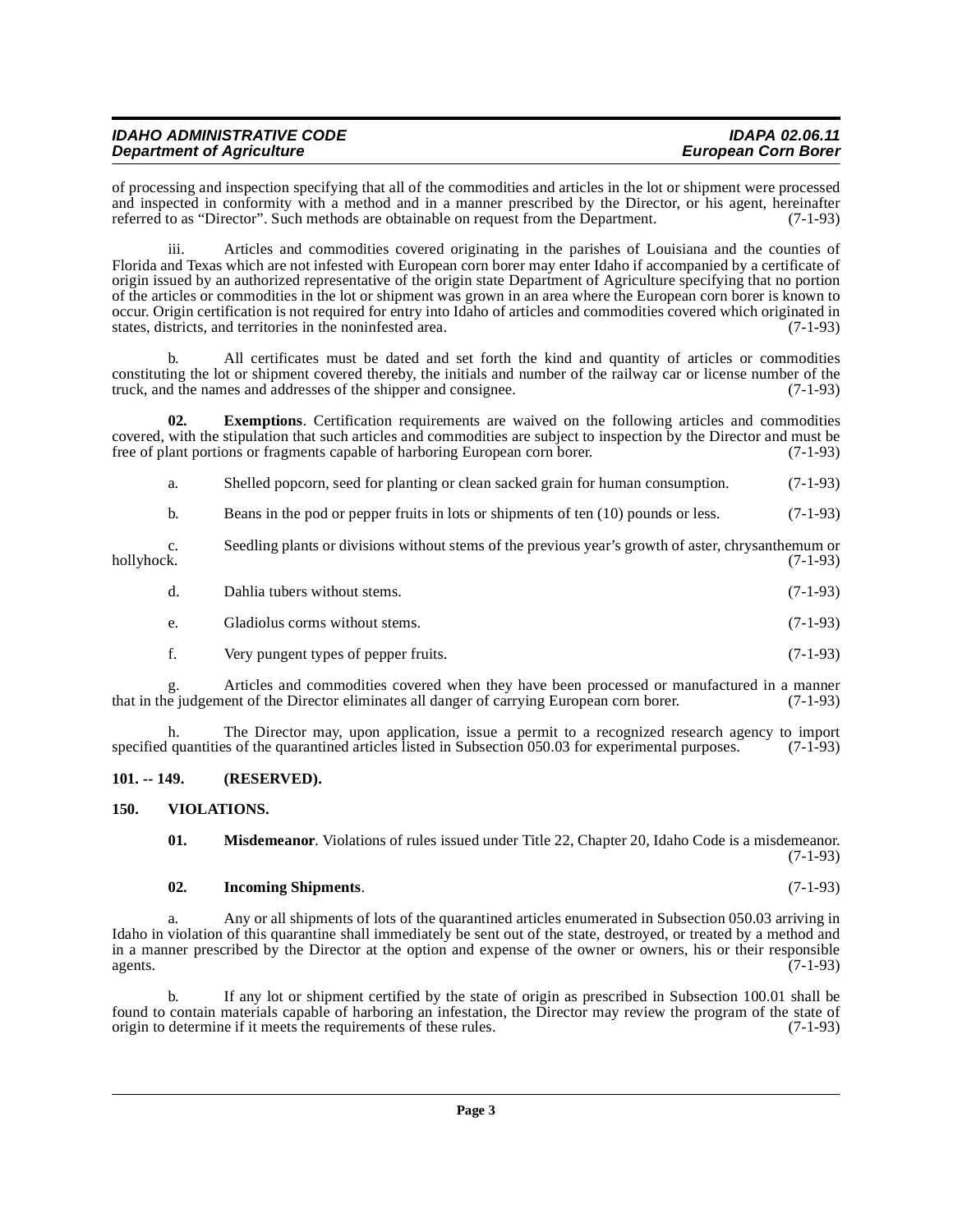of processing and inspection specifying that all of the commodities and articles in the lot or shipment were processed and inspected in conformity with a method and in a manner prescribed by the Director, or his agent, hereinafter referred to as "Director". Such methods are obtainable on request from the Department. (7-1-93)

iii. Articles and commodities covered originating in the parishes of Louisiana and the counties of Florida and Texas which are not infested with European corn borer may enter Idaho if accompanied by a certificate of origin issued by an authorized representative of the origin state Department of Agriculture specifying that no portion of the articles or commodities in the lot or shipment was grown in an area where the European corn borer is known to occur. Origin certification is not required for entry into Idaho of articles and commodities covered which originated in states, districts, and territories in the noninfested area. (7-1-93)

b. All certificates must be dated and set forth the kind and quantity of articles or commodities constituting the lot or shipment covered thereby, the initials and number of the railway car or license number of the truck, and the names and addresses of the shipper and consignee. (7-1-93)

**02. Exemptions**. Certification requirements are waived on the following articles and commodities covered, with the stipulation that such articles and commodities are subject to inspection by the Director and must be free of plant portions or fragments capable of harboring European corn borer. (7-1-93)

a. Shelled popcorn, seed for planting or clean sacked grain for human consumption. (7-1-93)

b. Beans in the pod or pepper fruits in lots or shipments of ten (10) pounds or less. (7-1-93)

c. Seedling plants or divisions without stems of the previous year's growth of aster, chrysanthemum or hollyhock. (7-1-93)

d. Dahlia tubers without stems. (7-1-93)

e. Gladiolus corms without stems. (7-1-93)

f. Very pungent types of pepper fruits. (7-1-93)

g. Articles and commodities covered when they have been processed or manufactured in a manner that in the judgement of the Director eliminates all danger of carrying European corn borer. (7-1-93)

h. The Director may, upon application, issue a permit to a recognized research agency to import specified quantities of the quarantined articles listed in Subsection 050.03 for experimental purposes. (7-1-93)

## 101. -- 149. (RESERVED).

## 150. VIOLATIONS.

**01. Misdemeanor**. Violations of rules issued under Title 22, Chapter 20, Idaho Code is a misdemeanor. (7-1-93)

**02. Incoming Shipments**. (7-1-93)

a. Any or all shipments of lots of the quarantined articles enumerated in Subsection 050.03 arriving in Idaho in violation of this quarantine shall immediately be sent out of the state, destroyed, or treated by a method and in a manner prescribed by the Director at the option and expense of the owner or owners, his or their responsible agents. (7-1-93)

b. If any lot or shipment certified by the state of origin as prescribed in Subsection 100.01 shall be found to contain materials capable of harboring an infestation, the Director may review the program of the state of origin to determine if it meets the requirements of these rules. (7-1-93)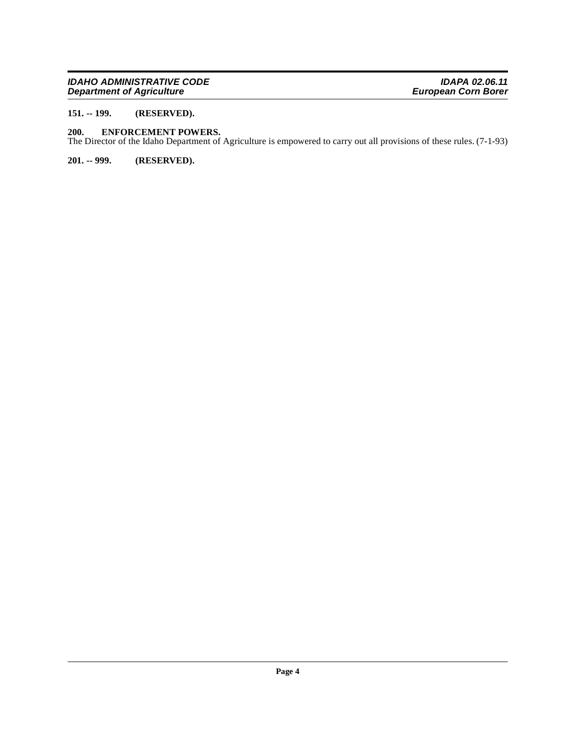**151. -- 199. (RESERVED).**

**200. ENFORCEMENT POWERS.**

The Director of the Idaho Department of Agriculture is empowered to carry out all provisions of these rules. (7-1-93)

**201. -- 999. (RESERVED).**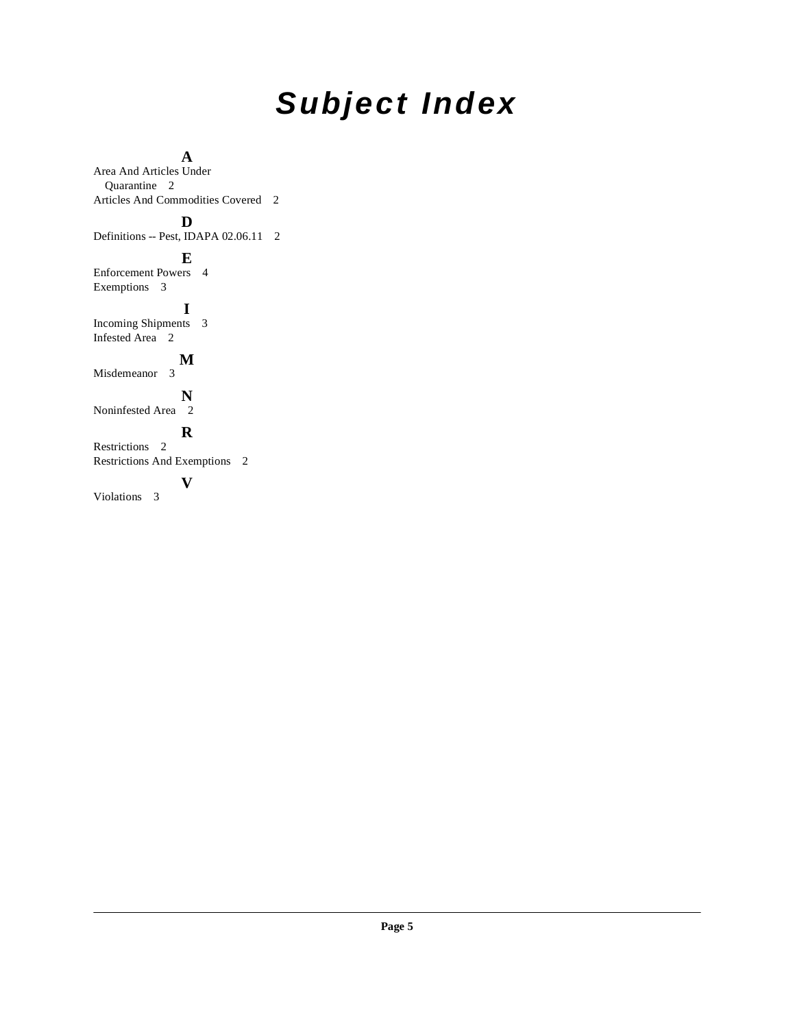# *Subject Index*

**A**

Area And Articles Under Quarantine 2

Articles And Commodities Covered 2

**D**

Definitions -- Pest, IDAPA 02.06.11 2

**E**

Enforcement Powers 4

Exemptions 3

**I**

Incoming Shipments 3

Infested Area 2

**M**

Misdemeanor 3

**N**

Noninfested Area 2

**R**

Restrictions 2

Restrictions And Exemptions 2

**V**

Violations 3